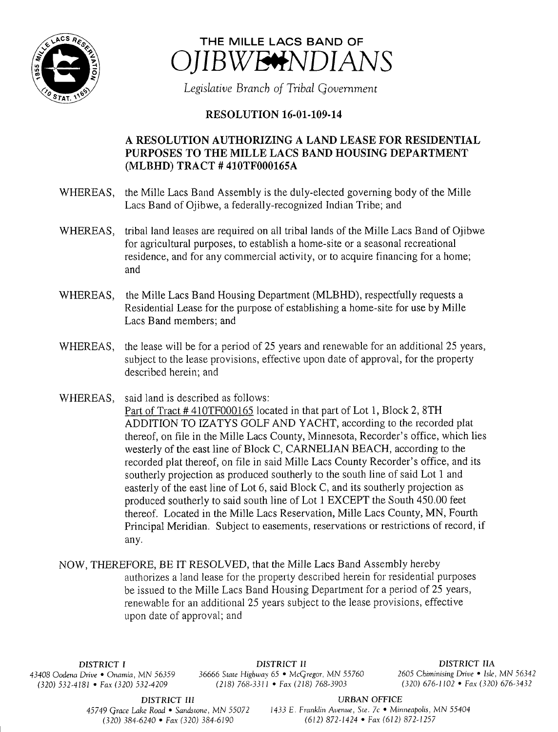# THE MILLE LACS BAND OF OJIBWE INDIANS

*Legislative Branch of Tribal Government*

## RESOLUTION 16-01-109-14

### A RESOLUTION AUTHORIZING A LAND LEASE FOR RESIDENTIAL PURPOSES TO THE MILLE LACS BAND HOUSING DEPARTMENT (MLBHD) TRACT # 410TF000165A

WHEREAS, the Mille Lacs Band Assembly is the duly-elected governing body of the Mille Lacs Band of Ojibwe, a federally-recognized Indian Tribe; and

WHEREAS, tribal land leases are required on all tribal lands of the Mille Lacs Band of Ojibwe for agricultural purposes, to establish a home-site or a seasonal recreational residence, and for any commercial activity, or to acquire financing for a home; and

WHEREAS, the Mille Lacs Band Housing Department (MLBHD), respectfully requests a Residential Lease for the purpose of establishing a home-site for use by Mille Lacs Band members; and

WHEREAS, the lease will be for a period of 25 years and renewable for an additional 25 years, subject to the lease provisions, effective upon date of approval, for the property described herein; and

WHEREAS, said land is described as follows:
Part of Tract # 410TF000165 located in that part of Lot 1, Block 2, 8TH ADDITION TO IZATYS GOLF AND YACHT, according to the recorded plat thereof, on file in the Mille Lacs County, Minnesota, Recorder's office, which lies westerly of the east line of Block C, CARNELIAN BEACH, according to the recorded plat thereof, on file in said Mille Lacs County Recorder's office, and its southerly projection as produced southerly to the south line of said Lot 1 and easterly of the east line of Lot 6, said Block C, and its southerly projection as produced southerly to said south line of Lot 1 EXCEPT the South 450.00 feet thereof. Located in the Mille Lacs Reservation, Mille Lacs County, MN, Fourth Principal Meridian. Subject to easements, reservations or restrictions of record, if any.

NOW, THEREFORE, BE IT RESOLVED, that the Mille Lacs Band Assembly hereby authorizes a land lease for the property described herein for residential purposes be issued to the Mille Lacs Band Housing Department for a period of 25 years, renewable for an additional 25 years subject to the lease provisions, effective upon date of approval; and

DISTRICT I
43408 Oodena Drive • Onamia, MN 56359
(320) 532-4181 • Fax (320) 532-4209

DISTRICT II
36666 State Highway 65 • McGregor, MN 55760
(218) 768-3311 • Fax (218) 768-3903

DISTRICT IIA
2605 Chiminising Drive • Isle, MN 56342
(320) 676-1102 • Fax (320) 676-3432

DISTRICT III
45749 Grace Lake Road • Sandstone, MN 55072
(320) 384-6240 • Fax (320) 384-6190

URBAN OFFICE
1433 E. Franklin Avenue, Ste. 7c • Minneapolis, MN 55404
(612) 872-1424 • Fax (612) 872-1257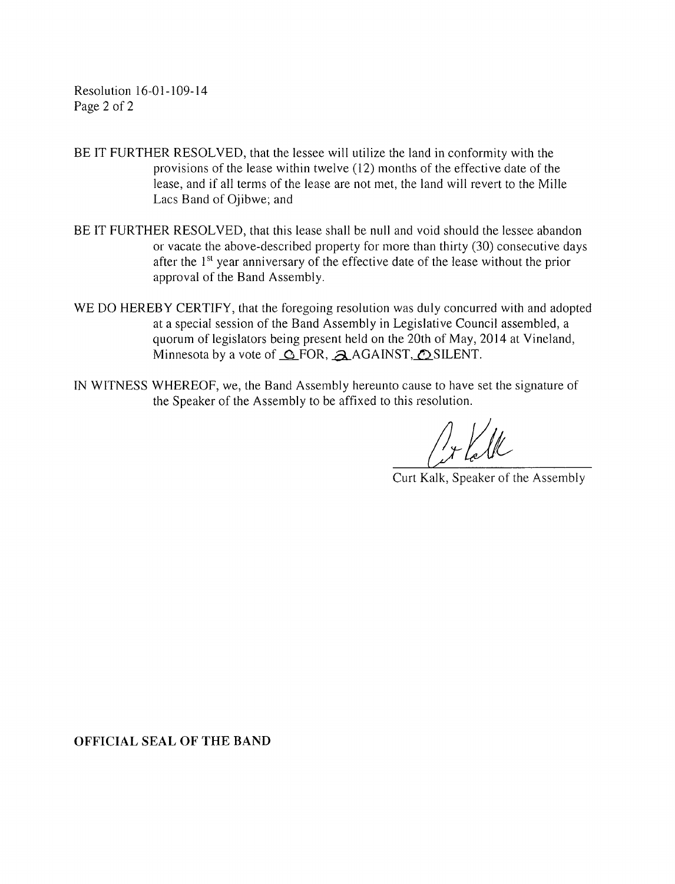BE IT FURTHER RESOLVED, that the lessee will utilize the land in conformity with the provisions of the lease within twelve (12) months of the effective date of the lease, and if all terms of the lease are not met, the land will revert to the Mille Lacs Band of Ojibwe; and

BE IT FURTHER RESOLVED, that this lease shall be null and void should the lessee abandon or vacate the above-described property for more than thirty (30) consecutive days after the 1st year anniversary of the effective date of the lease without the prior approval of the Band Assembly.

WE DO HEREBY CERTIFY, that the foregoing resolution was duly concurred with and adopted at a special session of the Band Assembly in Legislative Council assembled, a quorum of legislators being present held on the 20th of May, 2014 at Vineland, Minnesota by a vote of 0 FOR, 2 AGAINST, 0 SILENT.

IN WITNESS WHEREOF, we, the Band Assembly hereunto cause to have set the signature of the Speaker of the Assembly to be affixed to this resolution.

Curt Kalk, Speaker of the Assembly

**OFFICIAL SEAL OF THE BAND**